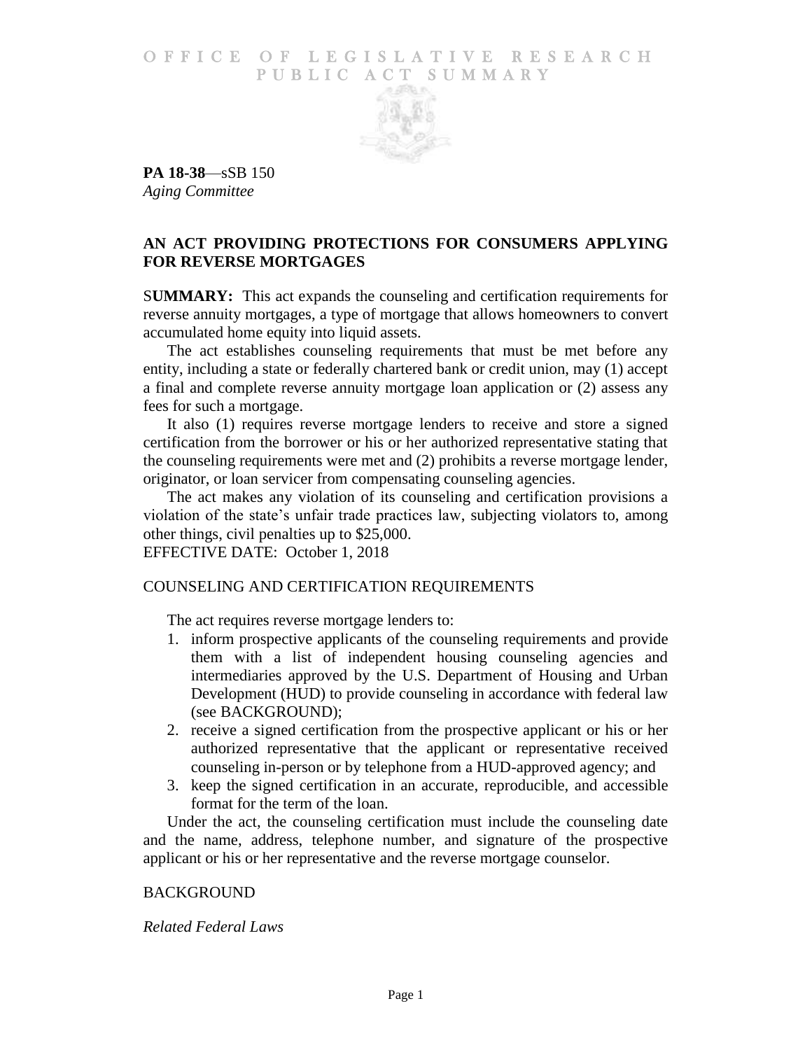# OFFICE OF LEGISLATIVE RESEARCH PUBLIC ACT SUMMARY

**PA 18-38**—sSB 150
*Aging Committee*

## AN ACT PROVIDING PROTECTIONS FOR CONSUMERS APPLYING FOR REVERSE MORTGAGES

**SUMMARY:** This act expands the counseling and certification requirements for reverse annuity mortgages, a type of mortgage that allows homeowners to convert accumulated home equity into liquid assets.

The act establishes counseling requirements that must be met before any entity, including a state or federally chartered bank or credit union, may (1) accept a final and complete reverse annuity mortgage loan application or (2) assess any fees for such a mortgage.

It also (1) requires reverse mortgage lenders to receive and store a signed certification from the borrower or his or her authorized representative stating that the counseling requirements were met and (2) prohibits a reverse mortgage lender, originator, or loan servicer from compensating counseling agencies.

The act makes any violation of its counseling and certification provisions a violation of the state's unfair trade practices law, subjecting violators to, among other things, civil penalties up to $25,000.

EFFECTIVE DATE: October 1, 2018

## COUNSELING AND CERTIFICATION REQUIREMENTS

The act requires reverse mortgage lenders to:

1. inform prospective applicants of the counseling requirements and provide them with a list of independent housing counseling agencies and intermediaries approved by the U.S. Department of Housing and Urban Development (HUD) to provide counseling in accordance with federal law (see BACKGROUND);
2. receive a signed certification from the prospective applicant or his or her authorized representative that the applicant or representative received counseling in-person or by telephone from a HUD-approved agency; and
3. keep the signed certification in an accurate, reproducible, and accessible format for the term of the loan.

Under the act, the counseling certification must include the counseling date and the name, address, telephone number, and signature of the prospective applicant or his or her representative and the reverse mortgage counselor.

## BACKGROUND

*Related Federal Laws*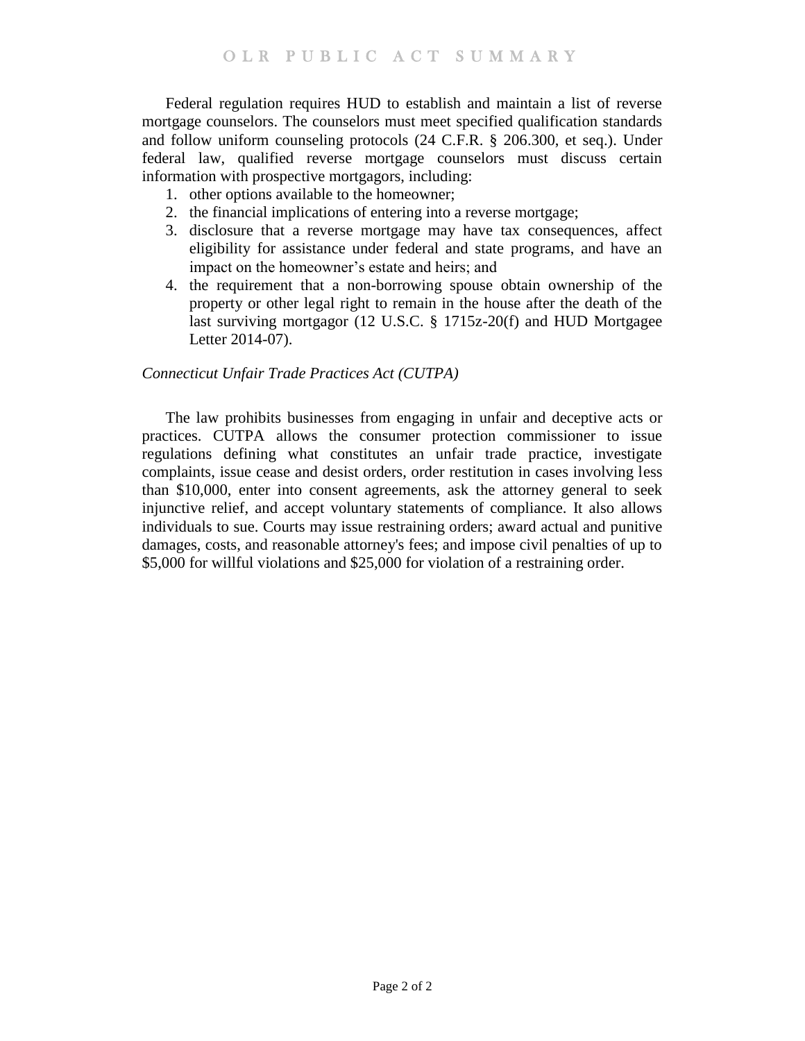Federal regulation requires HUD to establish and maintain a list of reverse mortgage counselors. The counselors must meet specified qualification standards and follow uniform counseling protocols (24 C.F.R. § 206.300, et seq.). Under federal law, qualified reverse mortgage counselors must discuss certain information with prospective mortgagors, including:

1. other options available to the homeowner;
2. the financial implications of entering into a reverse mortgage;
3. disclosure that a reverse mortgage may have tax consequences, affect eligibility for assistance under federal and state programs, and have an impact on the homeowner's estate and heirs; and
4. the requirement that a non-borrowing spouse obtain ownership of the property or other legal right to remain in the house after the death of the last surviving mortgagor (12 U.S.C. § 1715z-20(f) and HUD Mortgagee Letter 2014-07).

*Connecticut Unfair Trade Practices Act (CUTPA)*

The law prohibits businesses from engaging in unfair and deceptive acts or practices. CUTPA allows the consumer protection commissioner to issue regulations defining what constitutes an unfair trade practice, investigate complaints, issue cease and desist orders, order restitution in cases involving less than $10,000, enter into consent agreements, ask the attorney general to seek injunctive relief, and accept voluntary statements of compliance. It also allows individuals to sue. Courts may issue restraining orders; award actual and punitive damages, costs, and reasonable attorney's fees; and impose civil penalties of up to $5,000 for willful violations and $25,000 for violation of a restraining order.